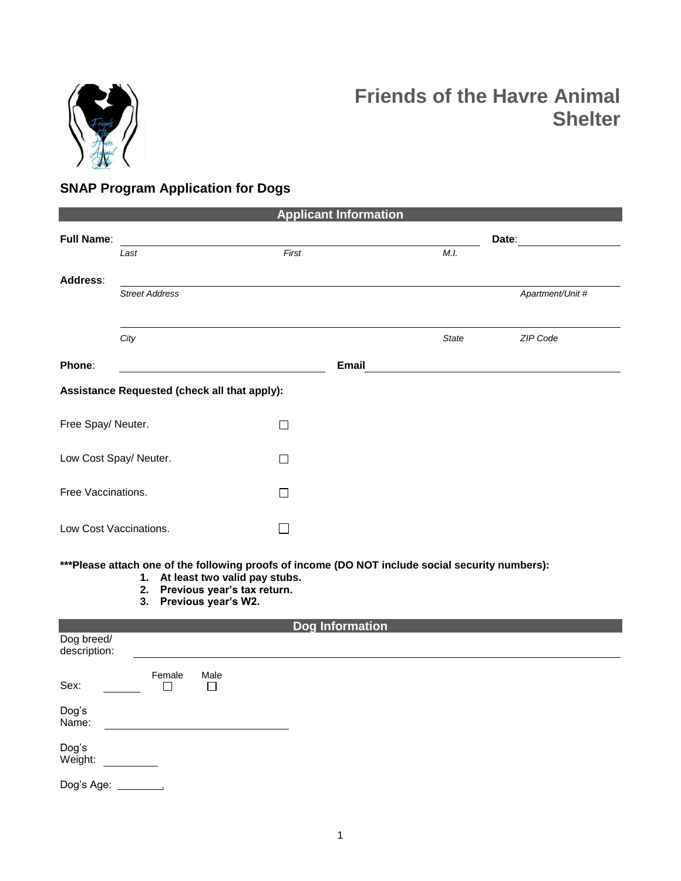# Friends of the Havre Animal Shelter

## SNAP Program Application for Dogs

### Applicant Information

**Full Name**: ______________________________ **Date**: ______________

*Last* *First* *M.I.*

**Address**: ______________________________

*Street Address* *Apartment/Unit #*

______________________________

*City* *State* *ZIP Code*

**Phone**: ______________________ **Email** ______________________

**Assistance Requested (check all that apply):**

Free Spay/ Neuter. ☐

Low Cost Spay/ Neuter. ☐

Free Vaccinations. ☐

Low Cost Vaccinations. ☐

**\*\*\*Please attach one of the following proofs of income (DO NOT include social security numbers):**

1. **At least two valid pay stubs.**
2. **Previous year's tax return.**
3. **Previous year's W2.**

### Dog Information

Dog breed/ description: ______________________________

Sex: ______ Female ☐ Male ☐

Dog's Name: ______________________

Dog's Weight: __________

Dog's Age: ________.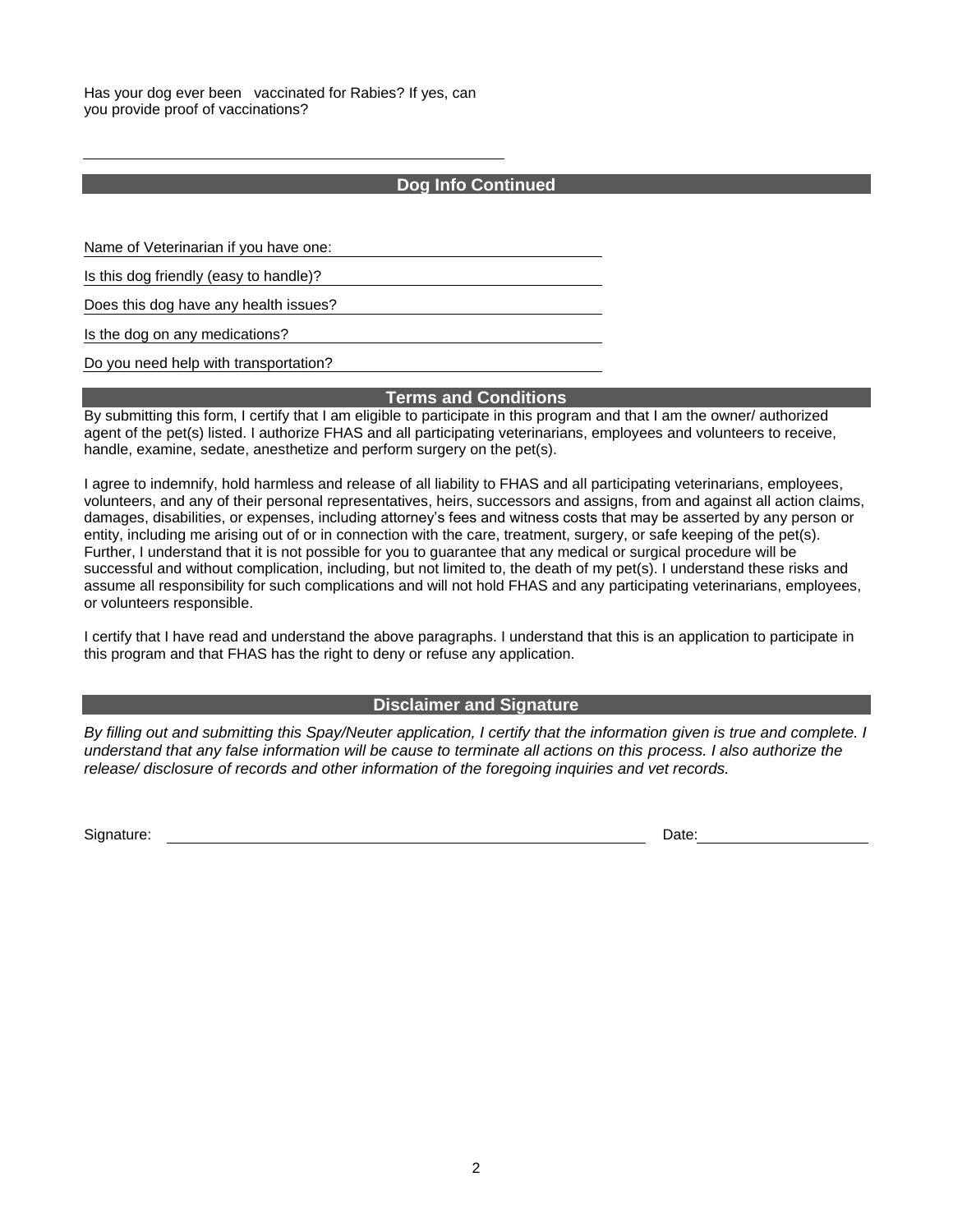Has your dog ever been vaccinated for Rabies? If yes, can you provide proof of vaccinations?

______________________________________________

## Dog Info Continued

Name of Veterinarian if you have one: ______________________

Is this dog friendly (easy to handle)? ______________________

Does this dog have any health issues? ______________________

Is the dog on any medications? ______________________

Do you need help with transportation? ______________________

## Terms and Conditions

By submitting this form, I certify that I am eligible to participate in this program and that I am the owner/ authorized agent of the pet(s) listed. I authorize FHAS and all participating veterinarians, employees and volunteers to receive, handle, examine, sedate, anesthetize and perform surgery on the pet(s).

I agree to indemnify, hold harmless and release of all liability to FHAS and all participating veterinarians, employees, volunteers, and any of their personal representatives, heirs, successors and assigns, from and against all action claims, damages, disabilities, or expenses, including attorney's fees and witness costs that may be asserted by any person or entity, including me arising out of or in connection with the care, treatment, surgery, or safe keeping of the pet(s). Further, I understand that it is not possible for you to guarantee that any medical or surgical procedure will be successful and without complication, including, but not limited to, the death of my pet(s). I understand these risks and assume all responsibility for such complications and will not hold FHAS and any participating veterinarians, employees, or volunteers responsible.

I certify that I have read and understand the above paragraphs. I understand that this is an application to participate in this program and that FHAS has the right to deny or refuse any application.

## Disclaimer and Signature

*By filling out and submitting this Spay/Neuter application, I certify that the information given is true and complete. I understand that any false information will be cause to terminate all actions on this process. I also authorize the release/ disclosure of records and other information of the foregoing inquiries and vet records.*

Signature: ______________________________________________ Date: ________________